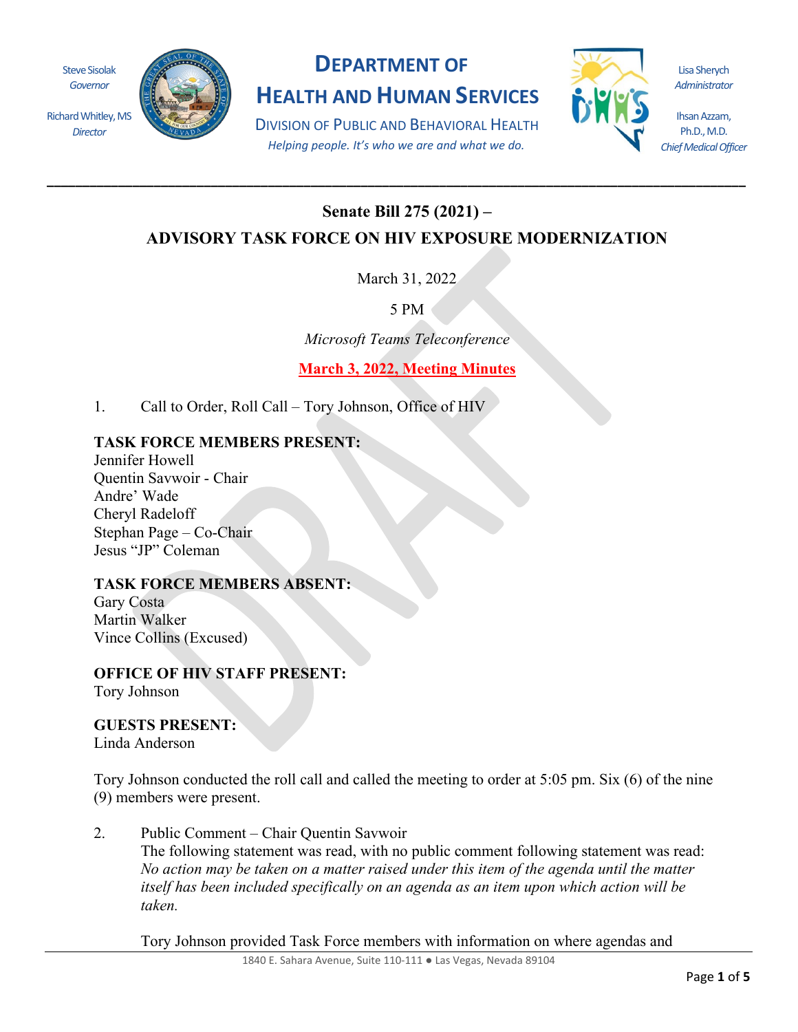Steve Sisolak
*Governor*

Richard Whitley, MS
*Director*

# DEPARTMENT OF HEALTH AND HUMAN SERVICES

DIVISION OF PUBLIC AND BEHAVIORAL HEALTH

*Helping people. It's who we are and what we do.*

Lisa Sherych
*Administrator*

Ihsan Azzam, Ph.D., M.D.
*Chief Medical Officer*

---

## Senate Bill 275 (2021) –
## ADVISORY TASK FORCE ON HIV EXPOSURE MODERNIZATION

March 31, 2022

5 PM

*Microsoft Teams Teleconference*

**March 3, 2022, Meeting Minutes**

1. Call to Order, Roll Call – Tory Johnson, Office of HIV

**TASK FORCE MEMBERS PRESENT:**
Jennifer Howell
Quentin Savwoir - Chair
Andre' Wade
Cheryl Radeloff
Stephan Page – Co-Chair
Jesus "JP" Coleman

**TASK FORCE MEMBERS ABSENT:**
Gary Costa
Martin Walker
Vince Collins (Excused)

**OFFICE OF HIV STAFF PRESENT:**
Tory Johnson

**GUESTS PRESENT:**
Linda Anderson

Tory Johnson conducted the roll call and called the meeting to order at 5:05 pm. Six (6) of the nine (9) members were present.

2. Public Comment – Chair Quentin Savwoir
   The following statement was read, with no public comment following statement was read: *No action may be taken on a matter raised under this item of the agenda until the matter itself has been included specifically on an agenda as an item upon which action will be taken.*

   Tory Johnson provided Task Force members with information on where agendas and

1840 E. Sahara Avenue, Suite 110-111 ● Las Vegas, Nevada 89104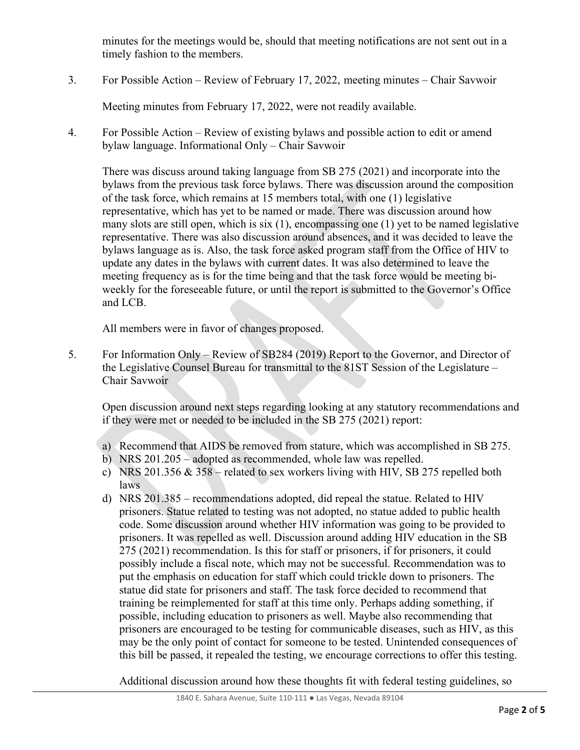minutes for the meetings would be, should that meeting notifications are not sent out in a timely fashion to the members.

3. For Possible Action – Review of February 17, 2022, meeting minutes – Chair Savwoir

   Meeting minutes from February 17, 2022, were not readily available.

4. For Possible Action – Review of existing bylaws and possible action to edit or amend bylaw language. Informational Only – Chair Savwoir

   There was discuss around taking language from SB 275 (2021) and incorporate into the bylaws from the previous task force bylaws. There was discussion around the composition of the task force, which remains at 15 members total, with one (1) legislative representative, which has yet to be named or made. There was discussion around how many slots are still open, which is six (1), encompassing one (1) yet to be named legislative representative. There was also discussion around absences, and it was decided to leave the bylaws language as is. Also, the task force asked program staff from the Office of HIV to update any dates in the bylaws with current dates. It was also determined to leave the meeting frequency as is for the time being and that the task force would be meeting bi-weekly for the foreseeable future, or until the report is submitted to the Governor's Office and LCB.

   All members were in favor of changes proposed.

5. For Information Only – Review of SB284 (2019) Report to the Governor, and Director of the Legislative Counsel Bureau for transmittal to the 81ST Session of the Legislature – Chair Savwoir

   Open discussion around next steps regarding looking at any statutory recommendations and if they were met or needed to be included in the SB 275 (2021) report:

   a) Recommend that AIDS be removed from stature, which was accomplished in SB 275.
   b) NRS 201.205 – adopted as recommended, whole law was repelled.
   c) NRS 201.356 & 358 – related to sex workers living with HIV, SB 275 repelled both laws
   d) NRS 201.385 – recommendations adopted, did repeal the statue. Related to HIV prisoners. Statue related to testing was not adopted, no statue added to public health code. Some discussion around whether HIV information was going to be provided to prisoners. It was repelled as well. Discussion around adding HIV education in the SB 275 (2021) recommendation. Is this for staff or prisoners, if for prisoners, it could possibly include a fiscal note, which may not be successful. Recommendation was to put the emphasis on education for staff which could trickle down to prisoners. The statue did state for prisoners and staff. The task force decided to recommend that training be reimplemented for staff at this time only. Perhaps adding something, if possible, including education to prisoners as well. Maybe also recommending that prisoners are encouraged to be testing for communicable diseases, such as HIV, as this may be the only point of contact for someone to be tested. Unintended consequences of this bill be passed, it repealed the testing, we encourage corrections to offer this testing.

   Additional discussion around how these thoughts fit with federal testing guidelines, so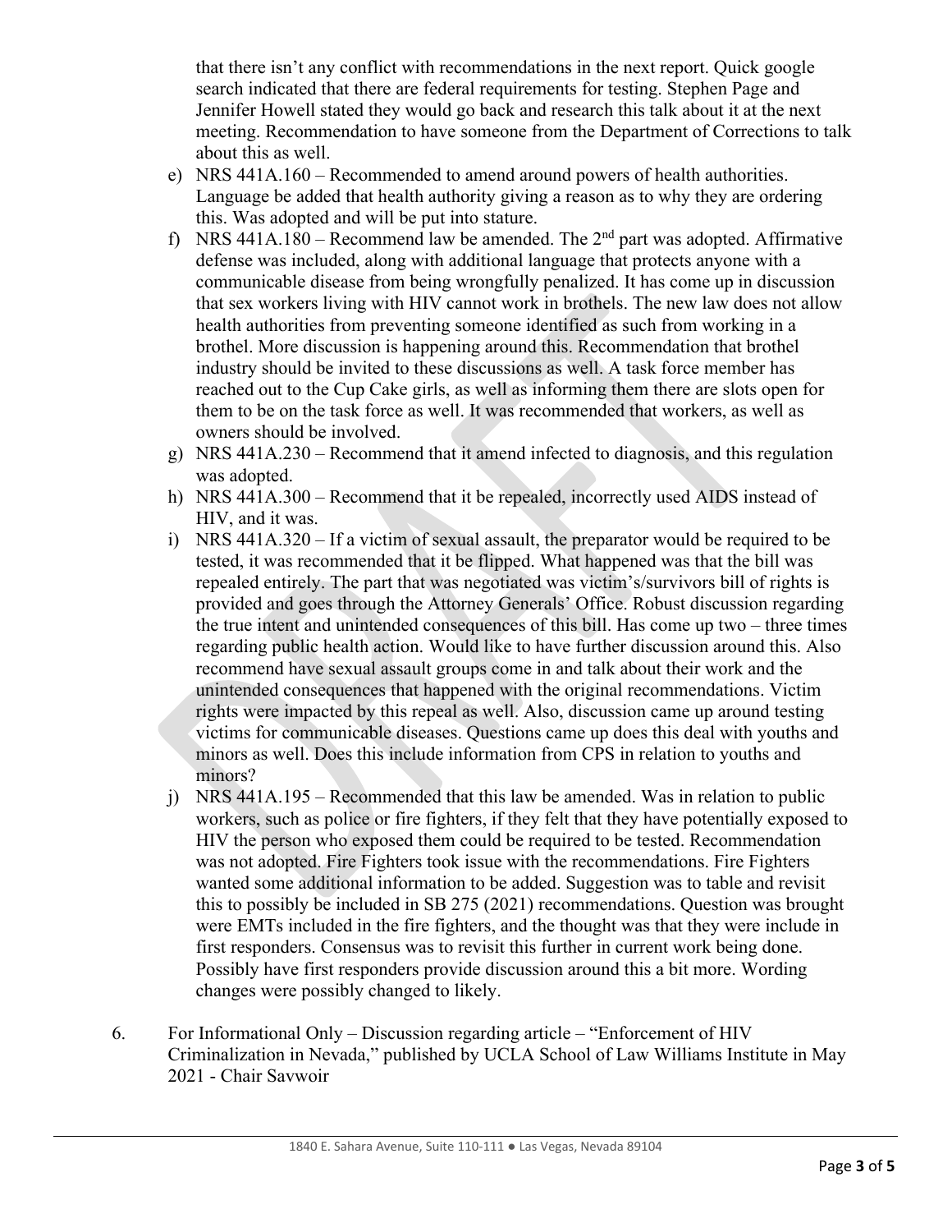that there isn't any conflict with recommendations in the next report. Quick google search indicated that there are federal requirements for testing. Stephen Page and Jennifer Howell stated they would go back and research this talk about it at the next meeting. Recommendation to have someone from the Department of Corrections to talk about this as well.

e) NRS 441A.160 – Recommended to amend around powers of health authorities. Language be added that health authority giving a reason as to why they are ordering this. Was adopted and will be put into stature.

f) NRS 441A.180 – Recommend law be amended. The 2nd part was adopted. Affirmative defense was included, along with additional language that protects anyone with a communicable disease from being wrongfully penalized. It has come up in discussion that sex workers living with HIV cannot work in brothels. The new law does not allow health authorities from preventing someone identified as such from working in a brothel. More discussion is happening around this. Recommendation that brothel industry should be invited to these discussions as well. A task force member has reached out to the Cup Cake girls, as well as informing them there are slots open for them to be on the task force as well. It was recommended that workers, as well as owners should be involved.

g) NRS 441A.230 – Recommend that it amend infected to diagnosis, and this regulation was adopted.

h) NRS 441A.300 – Recommend that it be repealed, incorrectly used AIDS instead of HIV, and it was.

i) NRS 441A.320 – If a victim of sexual assault, the preparator would be required to be tested, it was recommended that it be flipped. What happened was that the bill was repealed entirely. The part that was negotiated was victim's/survivors bill of rights is provided and goes through the Attorney Generals' Office. Robust discussion regarding the true intent and unintended consequences of this bill. Has come up two – three times regarding public health action. Would like to have further discussion around this. Also recommend have sexual assault groups come in and talk about their work and the unintended consequences that happened with the original recommendations. Victim rights were impacted by this repeal as well. Also, discussion came up around testing victims for communicable diseases. Questions came up does this deal with youths and minors as well. Does this include information from CPS in relation to youths and minors?

j) NRS 441A.195 – Recommended that this law be amended. Was in relation to public workers, such as police or fire fighters, if they felt that they have potentially exposed to HIV the person who exposed them could be required to be tested. Recommendation was not adopted. Fire Fighters took issue with the recommendations. Fire Fighters wanted some additional information to be added. Suggestion was to table and revisit this to possibly be included in SB 275 (2021) recommendations. Question was brought were EMTs included in the fire fighters, and the thought was that they were include in first responders. Consensus was to revisit this further in current work being done. Possibly have first responders provide discussion around this a bit more. Wording changes were possibly changed to likely.

6. For Informational Only – Discussion regarding article – "Enforcement of HIV Criminalization in Nevada," published by UCLA School of Law Williams Institute in May 2021 - Chair Savwoir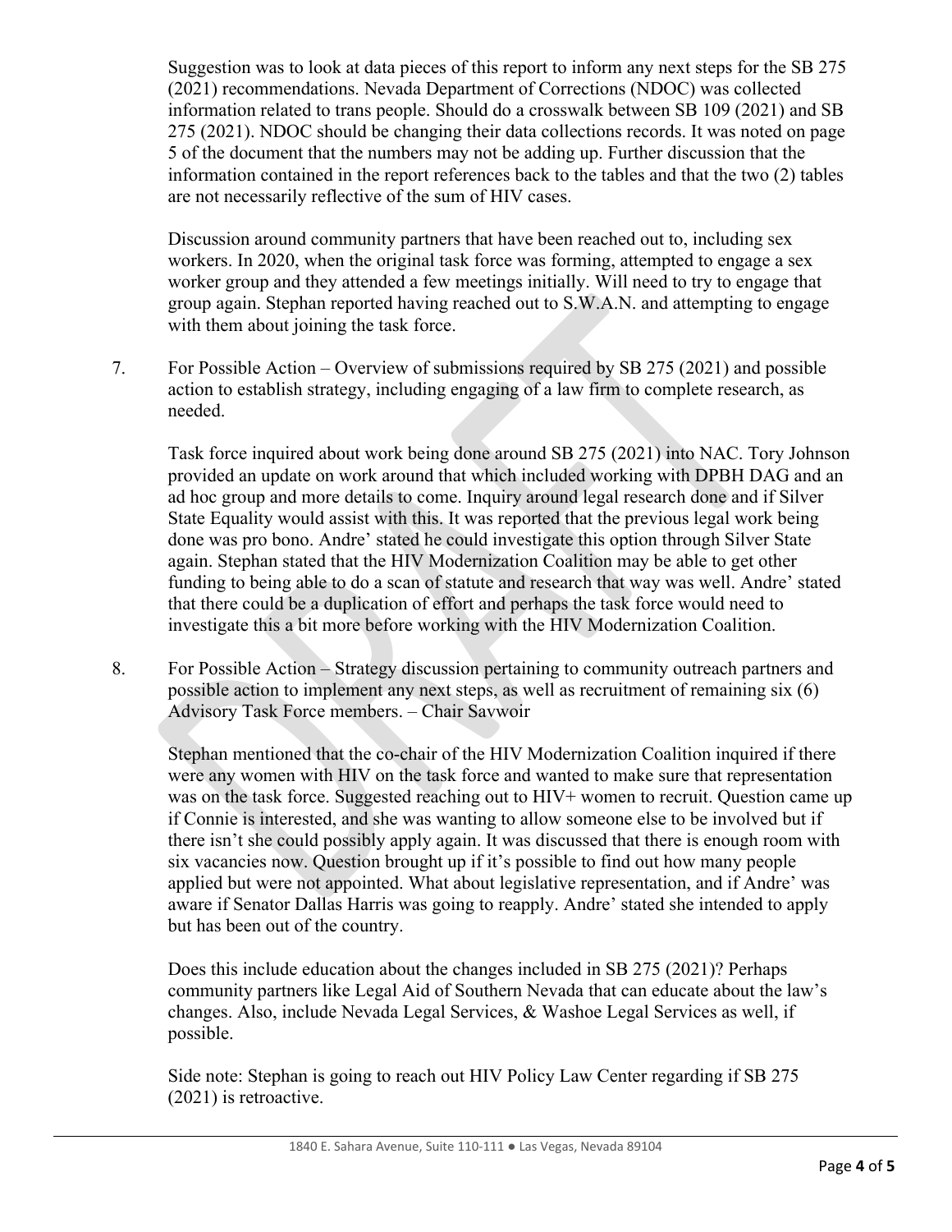Suggestion was to look at data pieces of this report to inform any next steps for the SB 275 (2021) recommendations. Nevada Department of Corrections (NDOC) was collected information related to trans people. Should do a crosswalk between SB 109 (2021) and SB 275 (2021). NDOC should be changing their data collections records. It was noted on page 5 of the document that the numbers may not be adding up. Further discussion that the information contained in the report references back to the tables and that the two (2) tables are not necessarily reflective of the sum of HIV cases.

Discussion around community partners that have been reached out to, including sex workers. In 2020, when the original task force was forming, attempted to engage a sex worker group and they attended a few meetings initially. Will need to try to engage that group again. Stephan reported having reached out to S.W.A.N. and attempting to engage with them about joining the task force.

7. For Possible Action – Overview of submissions required by SB 275 (2021) and possible action to establish strategy, including engaging of a law firm to complete research, as needed.

   Task force inquired about work being done around SB 275 (2021) into NAC. Tory Johnson provided an update on work around that which included working with DPBH DAG and an ad hoc group and more details to come. Inquiry around legal research done and if Silver State Equality would assist with this. It was reported that the previous legal work being done was pro bono. Andre' stated he could investigate this option through Silver State again. Stephan stated that the HIV Modernization Coalition may be able to get other funding to being able to do a scan of statute and research that way was well. Andre' stated that there could be a duplication of effort and perhaps the task force would need to investigate this a bit more before working with the HIV Modernization Coalition.

8. For Possible Action – Strategy discussion pertaining to community outreach partners and possible action to implement any next steps, as well as recruitment of remaining six (6) Advisory Task Force members. – Chair Savwoir

   Stephan mentioned that the co-chair of the HIV Modernization Coalition inquired if there were any women with HIV on the task force and wanted to make sure that representation was on the task force. Suggested reaching out to HIV+ women to recruit. Question came up if Connie is interested, and she was wanting to allow someone else to be involved but if there isn't she could possibly apply again. It was discussed that there is enough room with six vacancies now. Question brought up if it's possible to find out how many people applied but were not appointed. What about legislative representation, and if Andre' was aware if Senator Dallas Harris was going to reapply. Andre' stated she intended to apply but has been out of the country.

   Does this include education about the changes included in SB 275 (2021)? Perhaps community partners like Legal Aid of Southern Nevada that can educate about the law's changes. Also, include Nevada Legal Services, & Washoe Legal Services as well, if possible.

   Side note: Stephan is going to reach out HIV Policy Law Center regarding if SB 275 (2021) is retroactive.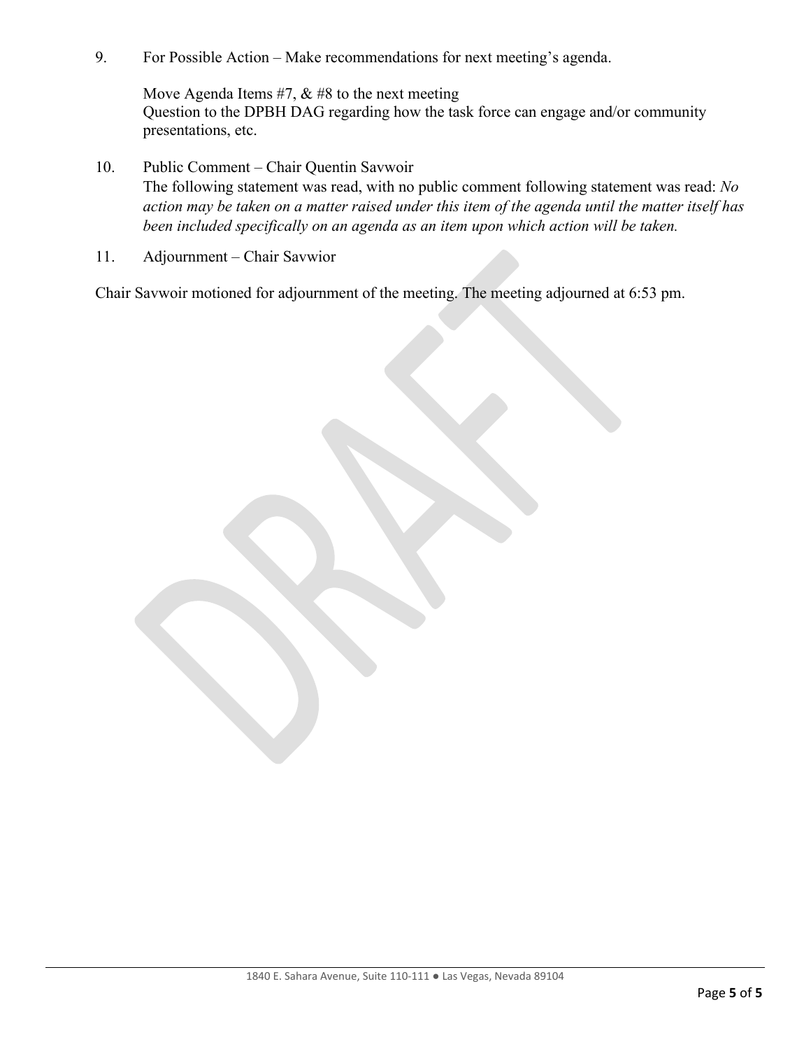9. For Possible Action – Make recommendations for next meeting's agenda.

   Move Agenda Items #7, & #8 to the next meeting
   Question to the DPBH DAG regarding how the task force can engage and/or community presentations, etc.

10. Public Comment – Chair Quentin Savwoir
    The following statement was read, with no public comment following statement was read: *No action may be taken on a matter raised under this item of the agenda until the matter itself has been included specifically on an agenda as an item upon which action will be taken.*

11. Adjournment – Chair Savwior

Chair Savwoir motioned for adjournment of the meeting. The meeting adjourned at 6:53 pm.